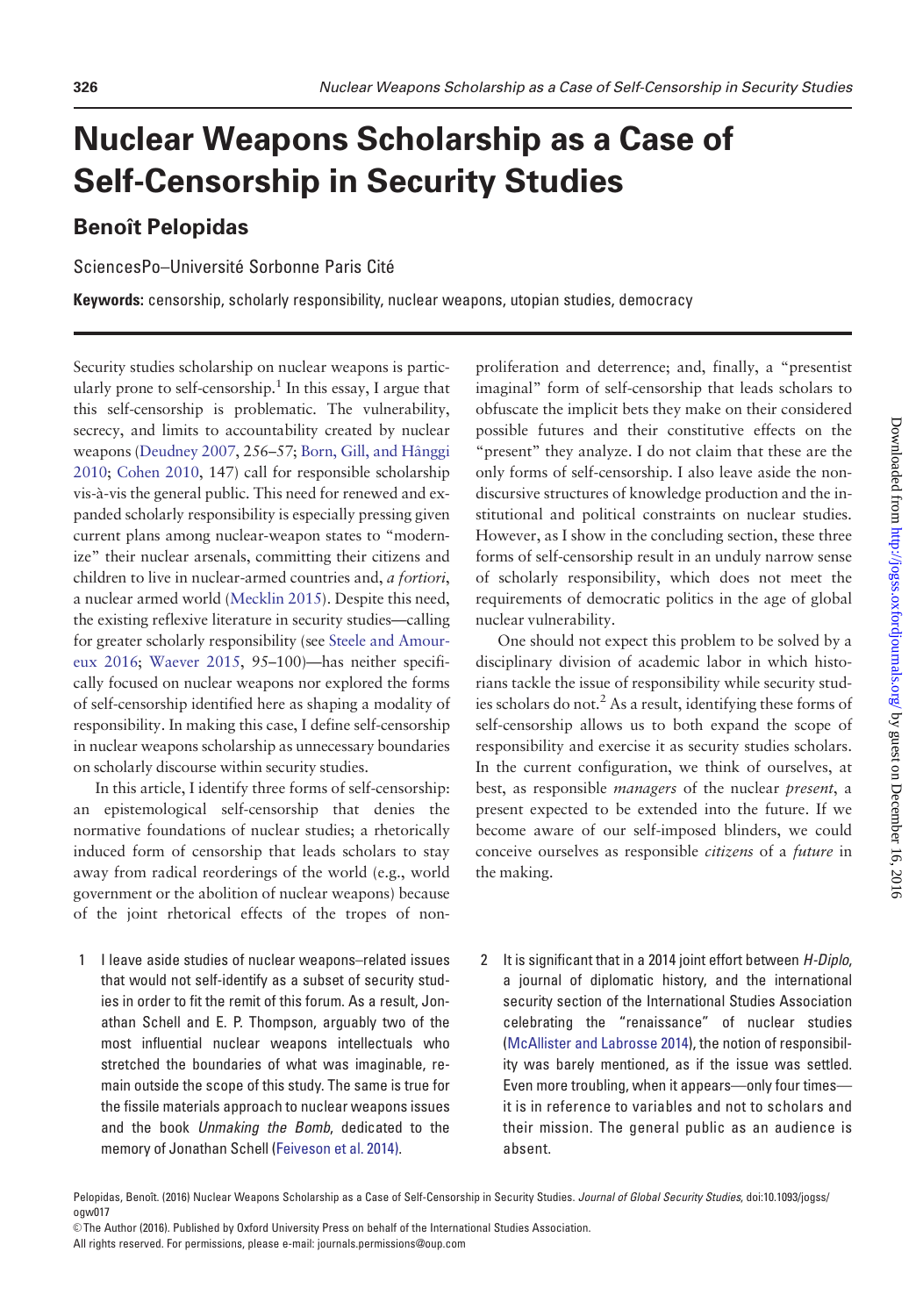# Nuclear Weapons Scholarship as a Case of Self-Censorship in Security Studies

## Benoît Pelopidas

SciencesPo–Université Sorbonne Paris Cité

**Keywords:** censorship, scholarly responsibility, nuclear weapons, utopian studies, democracy

Security studies scholarship on nuclear weapons is particularly prone to self-censorship.[1] In this essay, I argue that this self-censorship is problematic. The vulnerability, secrecy, and limits to accountability created by nuclear weapons (Deudney 2007, 256–57; Born, Gill, and Hänggi 2010; Cohen 2010, 147) call for responsible scholarship vis-à-vis the general public. This need for renewed and expanded scholarly responsibility is especially pressing given current plans among nuclear-weapon states to "modernize" their nuclear arsenals, committing their citizens and children to live in nuclear-armed countries and, *a fortiori*, a nuclear armed world (Mecklin 2015). Despite this need, the existing reflexive literature in security studies—calling for greater scholarly responsibility (see Steele and Amoureux 2016; Waever 2015, 95–100)—has neither specifically focused on nuclear weapons nor explored the forms of self-censorship identified here as shaping a modality of responsibility. In making this case, I define self-censorship in nuclear weapons scholarship as unnecessary boundaries on scholarly discourse within security studies.

In this article, I identify three forms of self-censorship: an epistemological self-censorship that denies the normative foundations of nuclear studies; a rhetorically induced form of censorship that leads scholars to stay away from radical reorderings of the world (e.g., world government or the abolition of nuclear weapons) because of the joint rhetorical effects of the tropes of non-proliferation and deterrence; and, finally, a "presentist imaginal" form of self-censorship that leads scholars to obfuscate the implicit bets they make on their considered possible futures and their constitutive effects on the "present" they analyze. I do not claim that these are the only forms of self-censorship. I also leave aside the non-discursive structures of knowledge production and the institutional and political constraints on nuclear studies. However, as I show in the concluding section, these three forms of self-censorship result in an unduly narrow sense of scholarly responsibility, which does not meet the requirements of democratic politics in the age of global nuclear vulnerability.

One should not expect this problem to be solved by a disciplinary division of academic labor in which historians tackle the issue of responsibility while security studies scholars do not.[2] As a result, identifying these forms of self-censorship allows us to both expand the scope of responsibility and exercise it as security studies scholars. In the current configuration, we think of ourselves, at best, as responsible *managers* of the nuclear *present*, a present expected to be extended into the future. If we become aware of our self-imposed blinders, we could conceive ourselves as responsible *citizens* of a *future* in the making.

1 I leave aside studies of nuclear weapons–related issues that would not self-identify as a subset of security studies in order to fit the remit of this forum. As a result, Jonathan Schell and E. P. Thompson, arguably two of the most influential nuclear weapons intellectuals who stretched the boundaries of what was imaginable, remain outside the scope of this study. The same is true for the fissile materials approach to nuclear weapons issues and the book *Unmaking the Bomb*, dedicated to the memory of Jonathan Schell (Feiveson et al. 2014).

2 It is significant that in a 2014 joint effort between *H-Diplo*, a journal of diplomatic history, and the international security section of the International Studies Association celebrating the "renaissance" of nuclear studies (McAllister and Labrosse 2014), the notion of responsibility was barely mentioned, as if the issue was settled. Even more troubling, when it appears—only four times—it is in reference to variables and not to scholars and their mission. The general public as an audience is absent.

Pelopidas, Benoît. (2016) Nuclear Weapons Scholarship as a Case of Self-Censorship in Security Studies. *Journal of Global Security Studies*, doi:10.1093/jogss/ogw017

© The Author (2016). Published by Oxford University Press on behalf of the International Studies Association.
All rights reserved. For permissions, please e-mail: journals.permissions@oup.com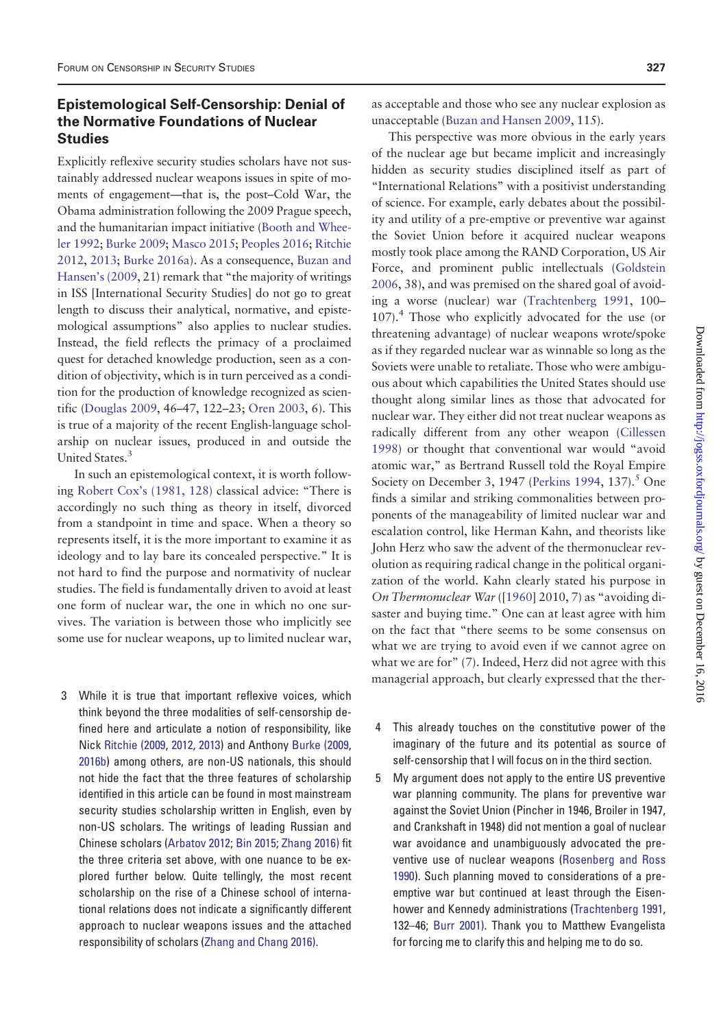## Epistemological Self-Censorship: Denial of the Normative Foundations of Nuclear Studies

Explicitly reflexive security studies scholars have not sustainably addressed nuclear weapons issues in spite of moments of engagement—that is, the post–Cold War, the Obama administration following the 2009 Prague speech, and the humanitarian impact initiative (Booth and Wheeler 1992; Burke 2009; Masco 2015; Peoples 2016; Ritchie 2012, 2013; Burke 2016a). As a consequence, Buzan and Hansen's (2009, 21) remark that "the majority of writings in ISS [International Security Studies] do not go to great length to discuss their analytical, normative, and epistemological assumptions" also applies to nuclear studies. Instead, the field reflects the primacy of a proclaimed quest for detached knowledge production, seen as a condition of objectivity, which is in turn perceived as a condition for the production of knowledge recognized as scientific (Douglas 2009, 46–47, 122–23; Oren 2003, 6). This is true of a majority of the recent English-language scholarship on nuclear issues, produced in and outside the United States.[3]

In such an epistemological context, it is worth following Robert Cox's (1981, 128) classical advice: "There is accordingly no such thing as theory in itself, divorced from a standpoint in time and space. When a theory so represents itself, it is the more important to examine it as ideology and to lay bare its concealed perspective." It is not hard to find the purpose and normativity of nuclear studies. The field is fundamentally driven to avoid at least one form of nuclear war, the one in which no one survives. The variation is between those who implicitly see some use for nuclear weapons, up to limited nuclear war, as acceptable and those who see any nuclear explosion as unacceptable (Buzan and Hansen 2009, 115).

This perspective was more obvious in the early years of the nuclear age but became implicit and increasingly hidden as security studies disciplined itself as part of "International Relations" with a positivist understanding of science. For example, early debates about the possibility and utility of a pre-emptive or preventive war against the Soviet Union before it acquired nuclear weapons mostly took place among the RAND Corporation, US Air Force, and prominent public intellectuals (Goldstein 2006, 38), and was premised on the shared goal of avoiding a worse (nuclear) war (Trachtenberg 1991, 100–107).[4] Those who explicitly advocated for the use (or threatening advantage) of nuclear weapons wrote/spoke as if they regarded nuclear war as winnable so long as the Soviets were unable to retaliate. Those who were ambiguous about which capabilities the United States should use thought along similar lines as those that advocated for nuclear war. They either did not treat nuclear weapons as radically different from any other weapon (Cillessen 1998) or thought that conventional war would "avoid atomic war," as Bertrand Russell told the Royal Empire Society on December 3, 1947 (Perkins 1994, 137).[5] One finds a similar and striking commonalities between proponents of the manageability of limited nuclear war and escalation control, like Herman Kahn, and theorists like John Herz who saw the advent of the thermonuclear revolution as requiring radical change in the political organization of the world. Kahn clearly stated his purpose in *On Thermonuclear War* ([1960] 2010, 7) as "avoiding disaster and buying time." One can at least agree with him on the fact that "there seems to be some consensus on what we are trying to avoid even if we cannot agree on what we are for" (7). Indeed, Herz did not agree with this managerial approach, but clearly expressed that the ther-

3 While it is true that important reflexive voices, which think beyond the three modalities of self-censorship defined here and articulate a notion of responsibility, like Nick Ritchie (2009, 2012, 2013) and Anthony Burke (2009, 2016b) among others, are non-US nationals, this should not hide the fact that the three features of scholarship identified in this article can be found in most mainstream security studies scholarship written in English, even by non-US scholars. The writings of leading Russian and Chinese scholars (Arbatov 2012; Bin 2015; Zhang 2016) fit the three criteria set above, with one nuance to be explored further below. Quite tellingly, the most recent scholarship on the rise of a Chinese school of international relations does not indicate a significantly different approach to nuclear weapons issues and the attached responsibility of scholars (Zhang and Chang 2016).

4 This already touches on the constitutive power of the imaginary of the future and its potential as source of self-censorship that I will focus on in the third section.

5 My argument does not apply to the entire US preventive war planning community. The plans for preventive war against the Soviet Union (Pincher in 1946, Broiler in 1947, and Crankshaft in 1948) did not mention a goal of nuclear war avoidance and unambiguously advocated the preventive use of nuclear weapons (Rosenberg and Ross 1990). Such planning moved to considerations of a pre-emptive war but continued at least through the Eisenhower and Kennedy administrations (Trachtenberg 1991, 132–46; Burr 2001). Thank you to Matthew Evangelista for forcing me to clarify this and helping me to do so.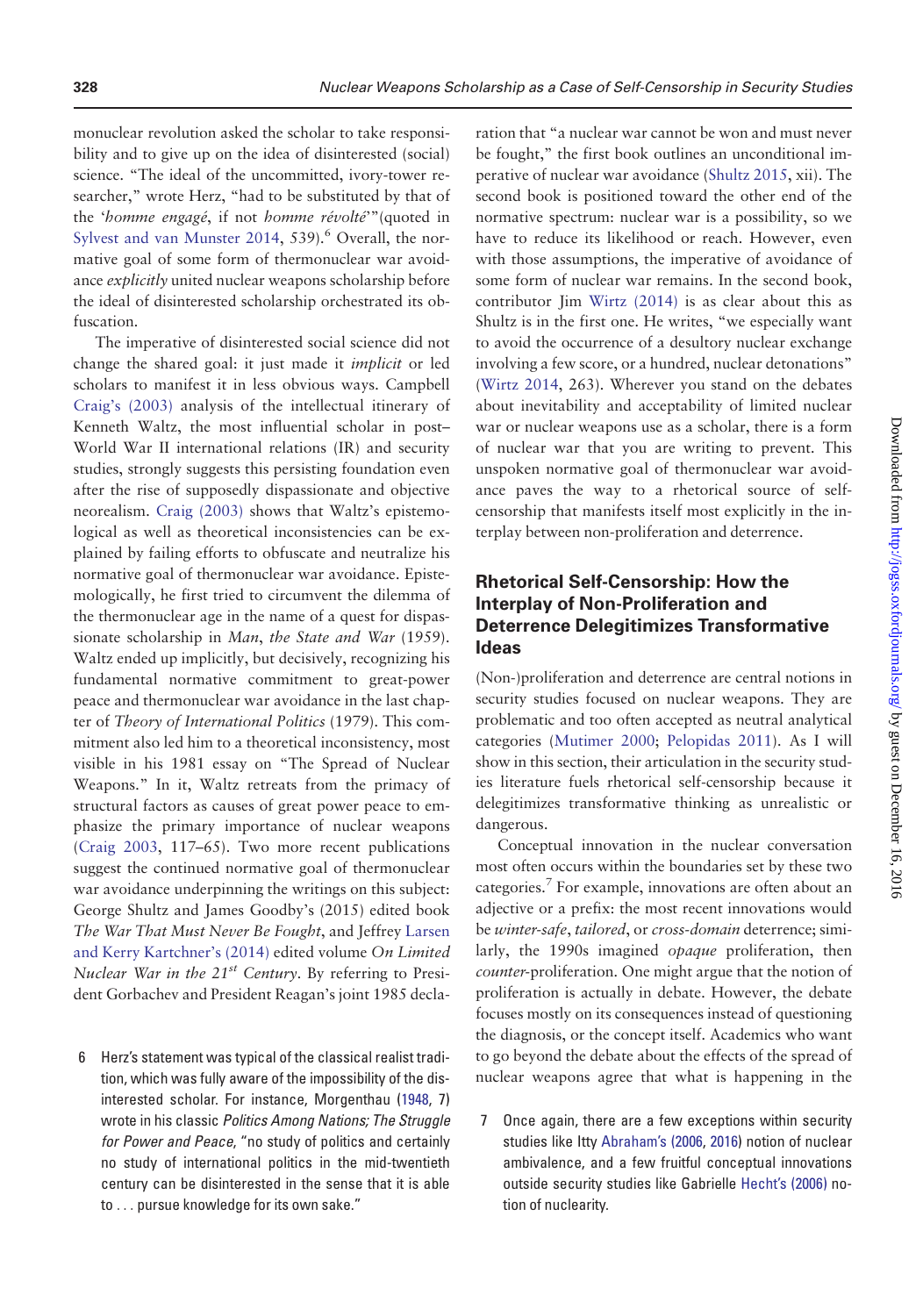monuclear revolution asked the scholar to take responsibility and to give up on the idea of disinterested (social) science. "The ideal of the uncommitted, ivory-tower researcher," wrote Herz, "had to be substituted by that of the '*homme engagé*, if not *homme révolté*'" (quoted in Sylvest and van Munster 2014, 539).[6] Overall, the normative goal of some form of thermonuclear war avoidance *explicitly* united nuclear weapons scholarship before the ideal of disinterested scholarship orchestrated its obfuscation.

The imperative of disinterested social science did not change the shared goal: it just made it *implicit* or led scholars to manifest it in less obvious ways. Campbell Craig's (2003) analysis of the intellectual itinerary of Kenneth Waltz, the most influential scholar in post–World War II international relations (IR) and security studies, strongly suggests this persisting foundation even after the rise of supposedly dispassionate and objective neorealism. Craig (2003) shows that Waltz's epistemological as well as theoretical inconsistencies can be explained by failing efforts to obfuscate and neutralize his normative goal of thermonuclear war avoidance. Epistemologically, he first tried to circumvent the dilemma of the thermonuclear age in the name of a quest for dispassionate scholarship in *Man, the State and War* (1959). Waltz ended up implicitly, but decisively, recognizing his fundamental normative commitment to great-power peace and thermonuclear war avoidance in the last chapter of *Theory of International Politics* (1979). This commitment also led him to a theoretical inconsistency, most visible in his 1981 essay on "The Spread of Nuclear Weapons." In it, Waltz retreats from the primacy of structural factors as causes of great power peace to emphasize the primary importance of nuclear weapons (Craig 2003, 117–65). Two more recent publications suggest the continued normative goal of thermonuclear war avoidance underpinning the writings on this subject: George Shultz and James Goodby's (2015) edited book *The War That Must Never Be Fought*, and Jeffrey Larsen and Kerry Kartchner's (2014) edited volume *On Limited Nuclear War in the 21st Century*. By referring to President Gorbachev and President Reagan's joint 1985 declaration that "a nuclear war cannot be won and must never be fought," the first book outlines an unconditional imperative of nuclear war avoidance (Shultz 2015, xii). The second book is positioned toward the other end of the normative spectrum: nuclear war is a possibility, so we have to reduce its likelihood or reach. However, even with those assumptions, the imperative of avoidance of some form of nuclear war remains. In the second book, contributor Jim Wirtz (2014) is as clear about this as Shultz is in the first one. He writes, "we especially want to avoid the occurrence of a desultory nuclear exchange involving a few score, or a hundred, nuclear detonations" (Wirtz 2014, 263). Wherever you stand on the debates about inevitability and acceptability of limited nuclear war or nuclear weapons use as a scholar, there is a form of nuclear war that you are writing to prevent. This unspoken normative goal of thermonuclear war avoidance paves the way to a rhetorical source of self-censorship that manifests itself most explicitly in the interplay between non-proliferation and deterrence.

## Rhetorical Self-Censorship: How the Interplay of Non-Proliferation and Deterrence Delegitimizes Transformative Ideas

(Non-)proliferation and deterrence are central notions in security studies focused on nuclear weapons. They are problematic and too often accepted as neutral analytical categories (Mutimer 2000; Pelopidas 2011). As I will show in this section, their articulation in the security studies literature fuels rhetorical self-censorship because it delegitimizes transformative thinking as unrealistic or dangerous.

Conceptual innovation in the nuclear conversation most often occurs within the boundaries set by these two categories.[7] For example, innovations are often about an adjective or a prefix: the most recent innovations would be *winter-safe*, *tailored*, or *cross-domain* deterrence; similarly, the 1990s imagined *opaque* proliferation, then *counter*-proliferation. One might argue that the notion of proliferation is actually in debate. However, the debate focuses mostly on its consequences instead of questioning the diagnosis, or the concept itself. Academics who want to go beyond the debate about the effects of the spread of nuclear weapons agree that what is happening in the

6 Herz's statement was typical of the classical realist tradition, which was fully aware of the impossibility of the disinterested scholar. For instance, Morgenthau (1948, 7) wrote in his classic *Politics Among Nations; The Struggle for Power and Peace*, "no study of politics and certainly no study of international politics in the mid-twentieth century can be disinterested in the sense that it is able to . . . pursue knowledge for its own sake."

7 Once again, there are a few exceptions within security studies like Itty Abraham's (2006, 2016) notion of nuclear ambivalence, and a few fruitful conceptual innovations outside security studies like Gabrielle Hecht's (2006) notion of nuclearity.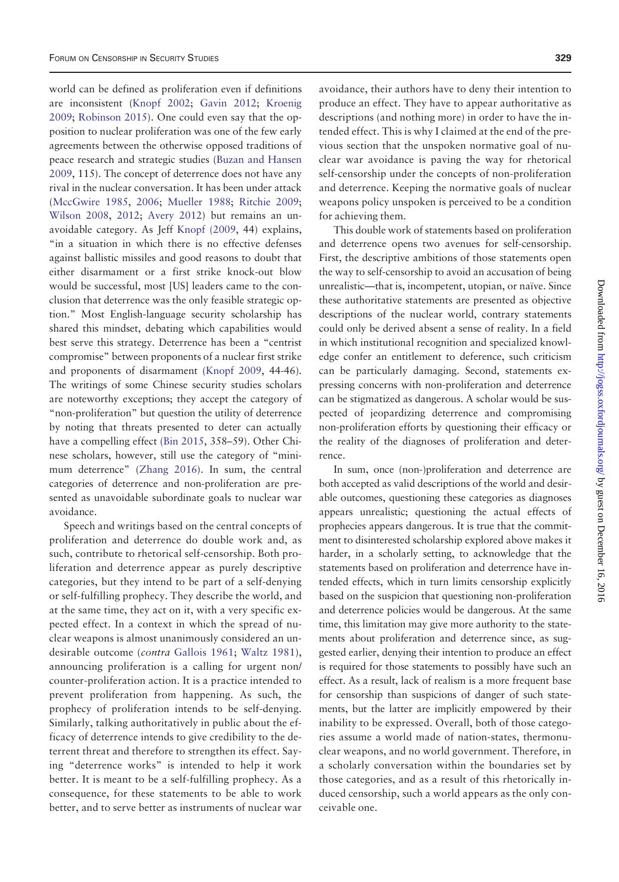world can be defined as proliferation even if definitions are inconsistent (Knopf 2002; Gavin 2012; Kroenig 2009; Robinson 2015). One could even say that the opposition to nuclear proliferation was one of the few early agreements between the otherwise opposed traditions of peace research and strategic studies (Buzan and Hansen 2009, 115). The concept of deterrence does not have any rival in the nuclear conversation. It has been under attack (MccGwire 1985, 2006; Mueller 1988; Ritchie 2009; Wilson 2008, 2012; Avery 2012) but remains an unavoidable category. As Jeff Knopf (2009, 44) explains, "in a situation in which there is no effective defenses against ballistic missiles and good reasons to doubt that either disarmament or a first strike knock-out blow would be successful, most [US] leaders came to the conclusion that deterrence was the only feasible strategic option." Most English-language security scholarship has shared this mindset, debating which capabilities would best serve this strategy. Deterrence has been a "centrist compromise" between proponents of a nuclear first strike and proponents of disarmament (Knopf 2009, 44-46). The writings of some Chinese security studies scholars are noteworthy exceptions; they accept the category of "non-proliferation" but question the utility of deterrence by noting that threats presented to deter can actually have a compelling effect (Bin 2015, 358–59). Other Chinese scholars, however, still use the category of "minimum deterrence" (Zhang 2016). In sum, the central categories of deterrence and non-proliferation are presented as unavoidable subordinate goals to nuclear war avoidance.

Speech and writings based on the central concepts of proliferation and deterrence do double work and, as such, contribute to rhetorical self-censorship. Both proliferation and deterrence appear as purely descriptive categories, but they intend to be part of a self-denying or self-fulfilling prophecy. They describe the world, and at the same time, they act on it, with a very specific expected effect. In a context in which the spread of nuclear weapons is almost unanimously considered an undesirable outcome (*contra* Gallois 1961; Waltz 1981), announcing proliferation is a calling for urgent non/counter-proliferation action. It is a practice intended to prevent proliferation from happening. As such, the prophecy of proliferation intends to be self-denying. Similarly, talking authoritatively in public about the efficacy of deterrence intends to give credibility to the deterrent threat and therefore to strengthen its effect. Saying "deterrence works" is intended to help it work better. It is meant to be a self-fulfilling prophecy. As a consequence, for these statements to be able to work better, and to serve better as instruments of nuclear war avoidance, their authors have to deny their intention to produce an effect. They have to appear authoritative as descriptions (and nothing more) in order to have the intended effect. This is why I claimed at the end of the previous section that the unspoken normative goal of nuclear war avoidance is paving the way for rhetorical self-censorship under the concepts of non-proliferation and deterrence. Keeping the normative goals of nuclear weapons policy unspoken is perceived to be a condition for achieving them.

This double work of statements based on proliferation and deterrence opens two avenues for self-censorship. First, the descriptive ambitions of those statements open the way to self-censorship to avoid an accusation of being unrealistic—that is, incompetent, utopian, or naïve. Since these authoritative statements are presented as objective descriptions of the nuclear world, contrary statements could only be derived absent a sense of reality. In a field in which institutional recognition and specialized knowledge confer an entitlement to deference, such criticism can be particularly damaging. Second, statements expressing concerns with non-proliferation and deterrence can be stigmatized as dangerous. A scholar would be suspected of jeopardizing deterrence and compromising non-proliferation efforts by questioning their efficacy or the reality of the diagnoses of proliferation and deterrence.

In sum, once (non-)proliferation and deterrence are both accepted as valid descriptions of the world and desirable outcomes, questioning these categories as diagnoses appears unrealistic; questioning the actual effects of prophecies appears dangerous. It is true that the commitment to disinterested scholarship explored above makes it harder, in a scholarly setting, to acknowledge that the statements based on proliferation and deterrence have intended effects, which in turn limits censorship explicitly based on the suspicion that questioning non-proliferation and deterrence policies would be dangerous. At the same time, this limitation may give more authority to the statements about proliferation and deterrence since, as suggested earlier, denying their intention to produce an effect is required for those statements to possibly have such an effect. As a result, lack of realism is a more frequent base for censorship than suspicions of danger of such statements, but the latter are implicitly empowered by their inability to be expressed. Overall, both of those categories assume a world made of nation-states, thermonuclear weapons, and no world government. Therefore, in a scholarly conversation within the boundaries set by those categories, and as a result of this rhetorically induced censorship, such a world appears as the only conceivable one.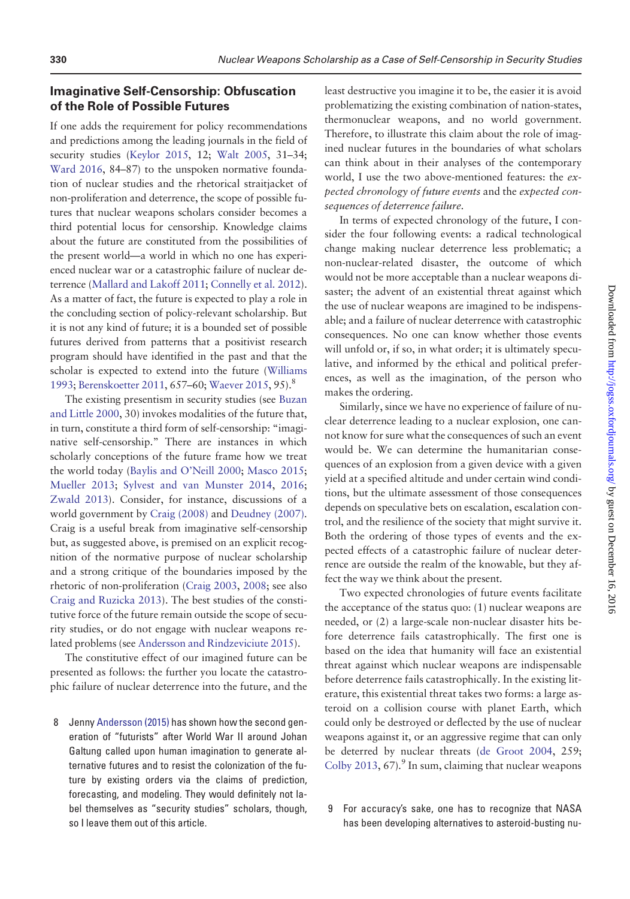## Imaginative Self-Censorship: Obfuscation of the Role of Possible Futures

If one adds the requirement for policy recommendations and predictions among the leading journals in the field of security studies (Keylor 2015, 12; Walt 2005, 31–34; Ward 2016, 84–87) to the unspoken normative foundation of nuclear studies and the rhetorical straitjacket of non-proliferation and deterrence, the scope of possible futures that nuclear weapons scholars consider becomes a third potential locus for censorship. Knowledge claims about the future are constituted from the possibilities of the present world—a world in which no one has experienced nuclear war or a catastrophic failure of nuclear deterrence (Mallard and Lakoff 2011; Connelly et al. 2012). As a matter of fact, the future is expected to play a role in the concluding section of policy-relevant scholarship. But it is not any kind of future; it is a bounded set of possible futures derived from patterns that a positivist research program should have identified in the past and that the scholar is expected to extend into the future (Williams 1993; Berenskoetter 2011, 657–60; Waever 2015, 95).[8]

The existing presentism in security studies (see Buzan and Little 2000, 30) invokes modalities of the future that, in turn, constitute a third form of self-censorship: "imaginative self-censorship." There are instances in which scholarly conceptions of the future frame how we treat the world today (Baylis and O'Neill 2000; Masco 2015; Mueller 2013; Sylvest and van Munster 2014, 2016; Zwald 2013). Consider, for instance, discussions of a world government by Craig (2008) and Deudney (2007). Craig is a useful break from imaginative self-censorship but, as suggested above, is premised on an explicit recognition of the normative purpose of nuclear scholarship and a strong critique of the boundaries imposed by the rhetoric of non-proliferation (Craig 2003, 2008; see also Craig and Ruzicka 2013). The best studies of the constitutive force of the future remain outside the scope of security studies, or do not engage with nuclear weapons related problems (see Andersson and Rindzeviciute 2015).

The constitutive effect of our imagined future can be presented as follows: the further you locate the catastrophic failure of nuclear deterrence into the future, and the least destructive you imagine it to be, the easier it is avoid problematizing the existing combination of nation-states, thermonuclear weapons, and no world government. Therefore, to illustrate this claim about the role of imagined nuclear futures in the boundaries of what scholars can think about in their analyses of the contemporary world, I use the two above-mentioned features: the *expected chronology of future events* and the *expected consequences of deterrence failure*.

In terms of expected chronology of the future, I consider the four following events: a radical technological change making nuclear deterrence less problematic; a non-nuclear-related disaster, the outcome of which would not be more acceptable than a nuclear weapons disaster; the advent of an existential threat against which the use of nuclear weapons are imagined to be indispensable; and a failure of nuclear deterrence with catastrophic consequences. No one can know whether those events will unfold or, if so, in what order; it is ultimately speculative, and informed by the ethical and political preferences, as well as the imagination, of the person who makes the ordering.

Similarly, since we have no experience of failure of nuclear deterrence leading to a nuclear explosion, one cannot know for sure what the consequences of such an event would be. We can determine the humanitarian consequences of an explosion from a given device with a given yield at a specified altitude and under certain wind conditions, but the ultimate assessment of those consequences depends on speculative bets on escalation, escalation control, and the resilience of the society that might survive it. Both the ordering of those types of events and the expected effects of a catastrophic failure of nuclear deterrence are outside the realm of the knowable, but they affect the way we think about the present.

Two expected chronologies of future events facilitate the acceptance of the status quo: (1) nuclear weapons are needed, or (2) a large-scale non-nuclear disaster hits before deterrence fails catastrophically. The first one is based on the idea that humanity will face an existential threat against which nuclear weapons are indispensable before deterrence fails catastrophically. In the existing literature, this existential threat takes two forms: a large asteroid on a collision course with planet Earth, which could only be destroyed or deflected by the use of nuclear weapons against it, or an aggressive regime that can only be deterred by nuclear threats (de Groot 2004, 259; Colby 2013, 67).[9] In sum, claiming that nuclear weapons

8 Jenny Andersson (2015) has shown how the second generation of "futurists" after World War II around Johan Galtung called upon human imagination to generate alternative futures and to resist the colonization of the future by existing orders via the claims of prediction, forecasting, and modeling. They would definitely not label themselves as "security studies" scholars, though, so I leave them out of this article.

9 For accuracy's sake, one has to recognize that NASA has been developing alternatives to asteroid-busting nu-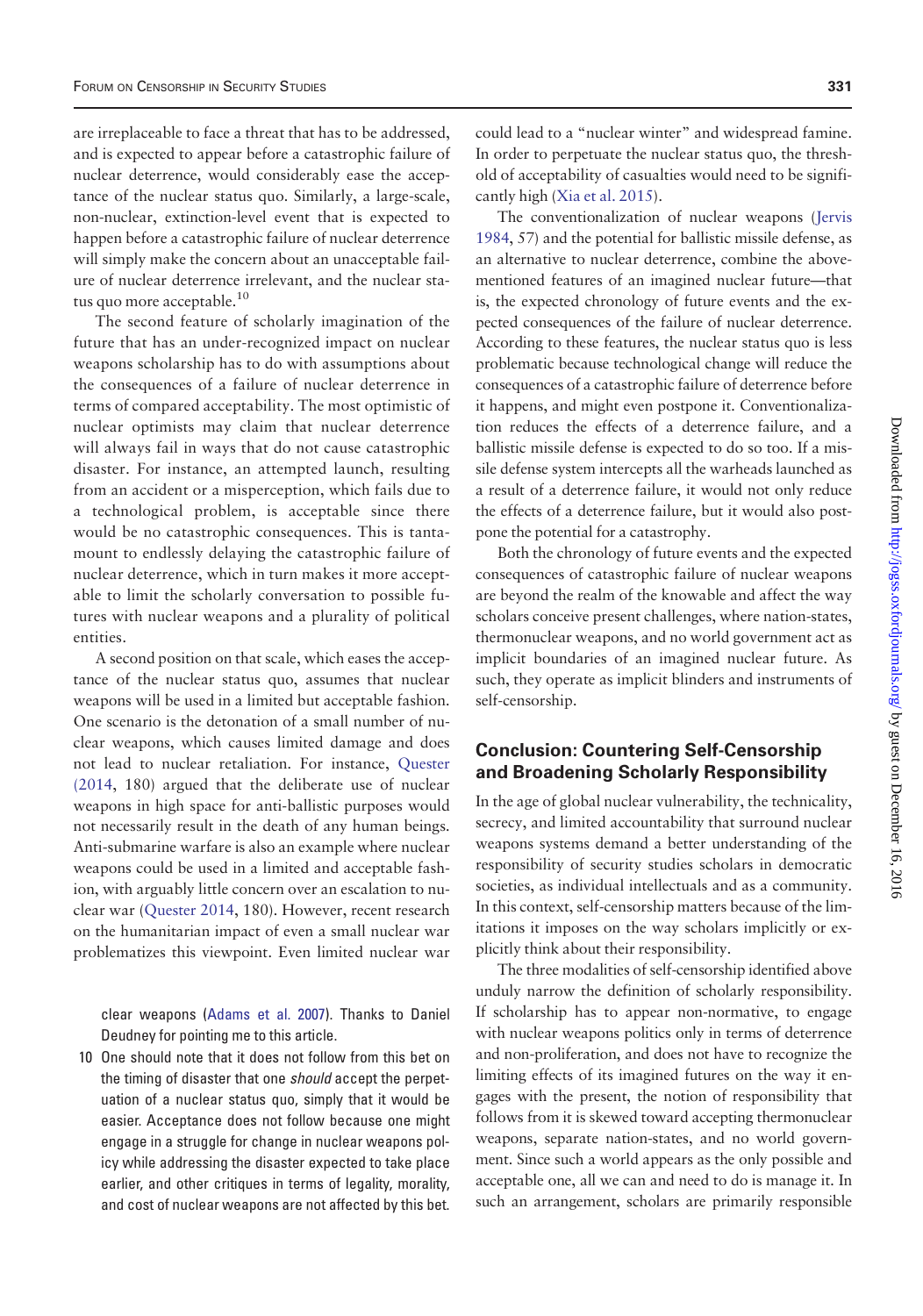are irreplaceable to face a threat that has to be addressed, and is expected to appear before a catastrophic failure of nuclear deterrence, would considerably ease the acceptance of the nuclear status quo. Similarly, a large-scale, non-nuclear, extinction-level event that is expected to happen before a catastrophic failure of nuclear deterrence will simply make the concern about an unacceptable failure of nuclear deterrence irrelevant, and the nuclear status quo more acceptable.[10]

The second feature of scholarly imagination of the future that has an under-recognized impact on nuclear weapons scholarship has to do with assumptions about the consequences of a failure of nuclear deterrence in terms of compared acceptability. The most optimistic of nuclear optimists may claim that nuclear deterrence will always fail in ways that do not cause catastrophic disaster. For instance, an attempted launch, resulting from an accident or a misperception, which fails due to a technological problem, is acceptable since there would be no catastrophic consequences. This is tantamount to endlessly delaying the catastrophic failure of nuclear deterrence, which in turn makes it more acceptable to limit the scholarly conversation to possible futures with nuclear weapons and a plurality of political entities.

A second position on that scale, which eases the acceptance of the nuclear status quo, assumes that nuclear weapons will be used in a limited but acceptable fashion. One scenario is the detonation of a small number of nuclear weapons, which causes limited damage and does not lead to nuclear retaliation. For instance, Quester (2014, 180) argued that the deliberate use of nuclear weapons in high space for anti-ballistic purposes would not necessarily result in the death of any human beings. Anti-submarine warfare is also an example where nuclear weapons could be used in a limited and acceptable fashion, with arguably little concern over an escalation to nuclear war (Quester 2014, 180). However, recent research on the humanitarian impact of even a small nuclear war problematizes this viewpoint. Even limited nuclear war could lead to a "nuclear winter" and widespread famine. In order to perpetuate the nuclear status quo, the threshold of acceptability of casualties would need to be significantly high (Xia et al. 2015).

The conventionalization of nuclear weapons (Jervis 1984, 57) and the potential for ballistic missile defense, as an alternative to nuclear deterrence, combine the above-mentioned features of an imagined nuclear future—that is, the expected chronology of future events and the expected consequences of the failure of nuclear deterrence. According to these features, the nuclear status quo is less problematic because technological change will reduce the consequences of a catastrophic failure of deterrence before it happens, and might even postpone it. Conventionalization reduces the effects of a deterrence failure, and a ballistic missile defense is expected to do so too. If a missile defense system intercepts all the warheads launched as a result of a deterrence failure, it would not only reduce the effects of a deterrence failure, but it would also postpone the potential for a catastrophy.

Both the chronology of future events and the expected consequences of catastrophic failure of nuclear weapons are beyond the realm of the knowable and affect the way scholars conceive present challenges, where nation-states, thermonuclear weapons, and no world government act as implicit boundaries of an imagined nuclear future. As such, they operate as implicit blinders and instruments of self-censorship.

## Conclusion: Countering Self-Censorship and Broadening Scholarly Responsibility

In the age of global nuclear vulnerability, the technicality, secrecy, and limited accountability that surround nuclear weapons systems demand a better understanding of the responsibility of security studies scholars in democratic societies, as individual intellectuals and as a community. In this context, self-censorship matters because of the limitations it imposes on the way scholars implicitly or explicitly think about their responsibility.

The three modalities of self-censorship identified above unduly narrow the definition of scholarly responsibility. If scholarship has to appear non-normative, to engage with nuclear weapons politics only in terms of deterrence and non-proliferation, and does not have to recognize the limiting effects of its imagined futures on the way it engages with the present, the notion of responsibility that follows from it is skewed toward accepting thermonuclear weapons, separate nation-states, and no world government. Since such a world appears as the only possible and acceptable one, all we can and need to do is manage it. In such an arrangement, scholars are primarily responsible

clear weapons (Adams et al. 2007). Thanks to Daniel Deudney for pointing me to this article.

10 One should note that it does not follow from this bet on the timing of disaster that one *should* accept the perpetuation of a nuclear status quo, simply that it would be easier. Acceptance does not follow because one might engage in a struggle for change in nuclear weapons policy while addressing the disaster expected to take place earlier, and other critiques in terms of legality, morality, and cost of nuclear weapons are not affected by this bet.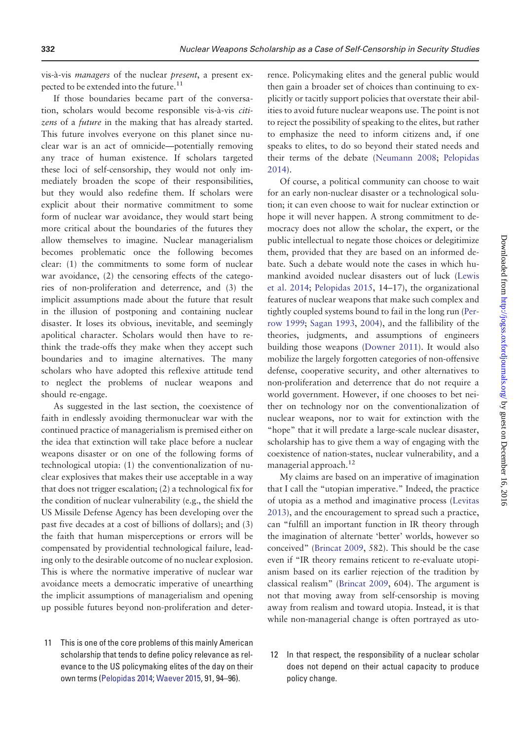vis-à-vis *managers* of the nuclear *present*, a present expected to be extended into the future.[11]

If those boundaries became part of the conversation, scholars would become responsible vis-à-vis *citizens* of a *future* in the making that has already started. This future involves everyone on this planet since nuclear war is an act of omnicide—potentially removing any trace of human existence. If scholars targeted these loci of self-censorship, they would not only immediately broaden the scope of their responsibilities, but they would also redefine them. If scholars were explicit about their normative commitment to some form of nuclear war avoidance, they would start being more critical about the boundaries of the futures they allow themselves to imagine. Nuclear managerialism becomes problematic once the following becomes clear: (1) the commitments to some form of nuclear war avoidance, (2) the censoring effects of the categories of non-proliferation and deterrence, and (3) the implicit assumptions made about the future that result in the illusion of postponing and containing nuclear disaster. It loses its obvious, inevitable, and seemingly apolitical character. Scholars would then have to rethink the trade-offs they make when they accept such boundaries and to imagine alternatives. The many scholars who have adopted this reflexive attitude tend to neglect the problems of nuclear weapons and should re-engage.

As suggested in the last section, the coexistence of faith in endlessly avoiding thermonuclear war with the continued practice of managerialism is premised either on the idea that extinction will take place before a nuclear weapons disaster or on one of the following forms of technological utopia: (1) the conventionalization of nuclear explosives that makes their use acceptable in a way that does not trigger escalation; (2) a technological fix for the condition of nuclear vulnerability (e.g., the shield the US Missile Defense Agency has been developing over the past five decades at a cost of billions of dollars); and (3) the faith that human misperceptions or errors will be compensated by providential technological failure, leading only to the desirable outcome of no nuclear explosion. This is where the normative imperative of nuclear war avoidance meets a democratic imperative of unearthing the implicit assumptions of managerialism and opening up possible futures beyond non-proliferation and deterrence. Policymaking elites and the general public would then gain a broader set of choices than continuing to explicitly or tacitly support policies that overstate their abilities to avoid future nuclear weapons use. The point is not to reject the possibility of speaking to the elites, but rather to emphasize the need to inform citizens and, if one speaks to elites, to do so beyond their stated needs and their terms of the debate (Neumann 2008; Pelopidas 2014).

Of course, a political community can choose to wait for an early non-nuclear disaster or a technological solution; it can even choose to wait for nuclear extinction or hope it will never happen. A strong commitment to democracy does not allow the scholar, the expert, or the public intellectual to negate those choices or delegitimize them, provided that they are based on an informed debate. Such a debate would note the cases in which humankind avoided nuclear disasters out of luck (Lewis et al. 2014; Pelopidas 2015, 14–17), the organizational features of nuclear weapons that make such complex and tightly coupled systems bound to fail in the long run (Perrow 1999; Sagan 1993, 2004), and the fallibility of the theories, judgments, and assumptions of engineers building those weapons (Downer 2011). It would also mobilize the largely forgotten categories of non-offensive defense, cooperative security, and other alternatives to non-proliferation and deterrence that do not require a world government. However, if one chooses to bet neither on technology nor on the conventionalization of nuclear weapons, nor to wait for extinction with the "hope" that it will predate a large-scale nuclear disaster, scholarship has to give them a way of engaging with the coexistence of nation-states, nuclear vulnerability, and a managerial approach.[12]

My claims are based on an imperative of imagination that I call the "utopian imperative." Indeed, the practice of utopia as a method and imaginative process (Levitas 2013), and the encouragement to spread such a practice, can "fulfill an important function in IR theory through the imagination of alternate 'better' worlds, however so conceived" (Brincat 2009, 582). This should be the case even if "IR theory remains reticent to re-evaluate utopianism based on its earlier rejection of the tradition by classical realism" (Brincat 2009, 604). The argument is not that moving away from self-censorship is moving away from realism and toward utopia. Instead, it is that while non-managerial change is often portrayed as uto-

11 This is one of the core problems of this mainly American scholarship that tends to define policy relevance as relevance to the US policymaking elites of the day on their own terms (Pelopidas 2014; Waever 2015, 91, 94–96).

12 In that respect, the responsibility of a nuclear scholar does not depend on their actual capacity to produce policy change.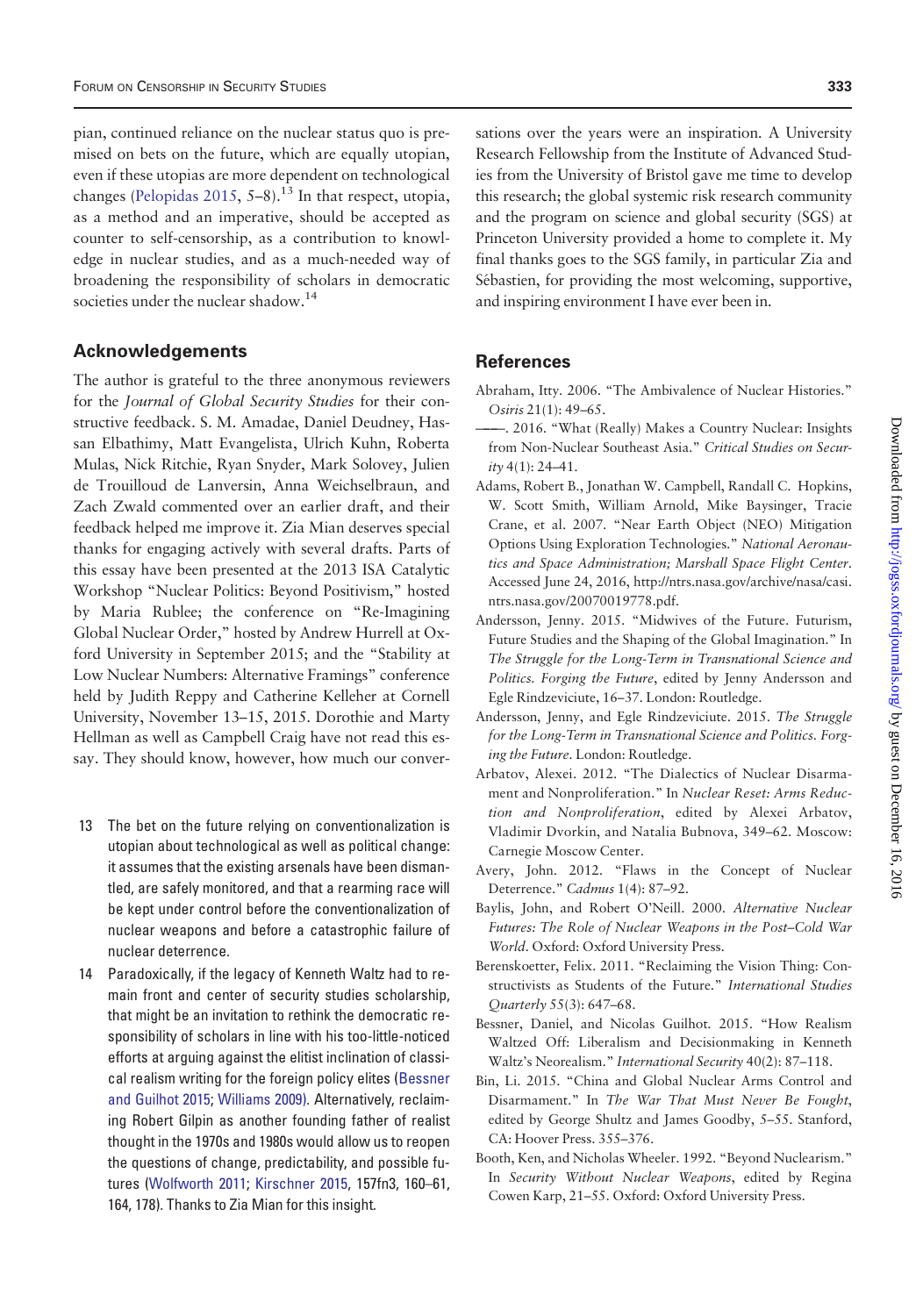pian, continued reliance on the nuclear status quo is premised on bets on the future, which are equally utopian, even if these utopias are more dependent on technological changes (Pelopidas 2015, 5–8).[13] In that respect, utopia, as a method and an imperative, should be accepted as counter to self-censorship, as a contribution to knowledge in nuclear studies, and as a much-needed way of broadening the responsibility of scholars in democratic societies under the nuclear shadow.[14]

## Acknowledgements

The author is grateful to the three anonymous reviewers for the *Journal of Global Security Studies* for their constructive feedback. S. M. Amadae, Daniel Deudney, Hassan Elbathimy, Matt Evangelista, Ulrich Kuhn, Roberta Mulas, Nick Ritchie, Ryan Snyder, Mark Solovey, Julien de Trouilloud de Lanversin, Anna Weichselbraun, and Zach Zwald commented over an earlier draft, and their feedback helped me improve it. Zia Mian deserves special thanks for engaging actively with several drafts. Parts of this essay have been presented at the 2013 ISA Catalytic Workshop "Nuclear Politics: Beyond Positivism," hosted by Maria Rublee; the conference on "Re-Imagining Global Nuclear Order," hosted by Andrew Hurrell at Oxford University in September 2015; and the "Stability at Low Nuclear Numbers: Alternative Framings" conference held by Judith Reppy and Catherine Kelleher at Cornell University, November 13–15, 2015. Dorothie and Marty Hellman as well as Campbell Craig have not read this essay. They should know, however, how much our conversations over the years were an inspiration. A University Research Fellowship from the Institute of Advanced Studies from the University of Bristol gave me time to develop this research; the global systemic risk research community and the program on science and global security (SGS) at Princeton University provided a home to complete it. My final thanks goes to the SGS family, in particular Zia and Sébastien, for providing the most welcoming, supportive, and inspiring environment I have ever been in.

13 The bet on the future relying on conventionalization is utopian about technological as well as political change: it assumes that the existing arsenals have been dismantled, are safely monitored, and that a rearming race will be kept under control before the conventionalization of nuclear weapons and before a catastrophic failure of nuclear deterrence.

14 Paradoxically, if the legacy of Kenneth Waltz had to remain front and center of security studies scholarship, that might be an invitation to rethink the democratic responsibility of scholars in line with his too-little-noticed efforts at arguing against the elitist inclination of classical realism writing for the foreign policy elites (Bessner and Guilhot 2015; Williams 2009). Alternatively, reclaiming Robert Gilpin as another founding father of realist thought in the 1970s and 1980s would allow us to reopen the questions of change, predictability, and possible futures (Wolfworth 2011; Kirschner 2015, 157fn3, 160–61, 164, 178). Thanks to Zia Mian for this insight.

## References

Abraham, Itty. 2006. "The Ambivalence of Nuclear Histories." *Osiris* 21(1): 49–65.

———. 2016. "What (Really) Makes a Country Nuclear: Insights from Non-Nuclear Southeast Asia." *Critical Studies on Security* 4(1): 24–41.

Adams, Robert B., Jonathan W. Campbell, Randall C. Hopkins, W. Scott Smith, William Arnold, Mike Baysinger, Tracie Crane, et al. 2007. "Near Earth Object (NEO) Mitigation Options Using Exploration Technologies." *National Aeronautics and Space Administration; Marshall Space Flight Center*. Accessed June 24, 2016, http://ntrs.nasa.gov/archive/nasa/casi.ntrs.nasa.gov/20070019778.pdf.

Andersson, Jenny. 2015. "Midwives of the Future. Futurism, Future Studies and the Shaping of the Global Imagination." In *The Struggle for the Long-Term in Transnational Science and Politics. Forging the Future*, edited by Jenny Andersson and Egle Rindzeviciute, 16–37. London: Routledge.

Andersson, Jenny, and Egle Rindzeviciute. 2015. *The Struggle for the Long-Term in Transnational Science and Politics. Forging the Future*. London: Routledge.

Arbatov, Alexei. 2012. "The Dialectics of Nuclear Disarmament and Nonproliferation." In *Nuclear Reset: Arms Reduction and Nonproliferation*, edited by Alexei Arbatov, Vladimir Dvorkin, and Natalia Bubnova, 349–62. Moscow: Carnegie Moscow Center.

Avery, John. 2012. "Flaws in the Concept of Nuclear Deterrence." *Cadmus* 1(4): 87–92.

Baylis, John, and Robert O'Neill. 2000. *Alternative Nuclear Futures: The Role of Nuclear Weapons in the Post–Cold War World*. Oxford: Oxford University Press.

Berenskoetter, Felix. 2011. "Reclaiming the Vision Thing: Constructivists as Students of the Future." *International Studies Quarterly* 55(3): 647–68.

Bessner, Daniel, and Nicolas Guilhot. 2015. "How Realism Waltzed Off: Liberalism and Decisionmaking in Kenneth Waltz's Neorealism." *International Security* 40(2): 87–118.

Bin, Li. 2015. "China and Global Nuclear Arms Control and Disarmament." In *The War That Must Never Be Fought*, edited by George Shultz and James Goodby, 5–55. Stanford, CA: Hoover Press. 355–376.

Booth, Ken, and Nicholas Wheeler. 1992. "Beyond Nuclearism." In *Security Without Nuclear Weapons*, edited by Regina Cowen Karp, 21–55. Oxford: Oxford University Press.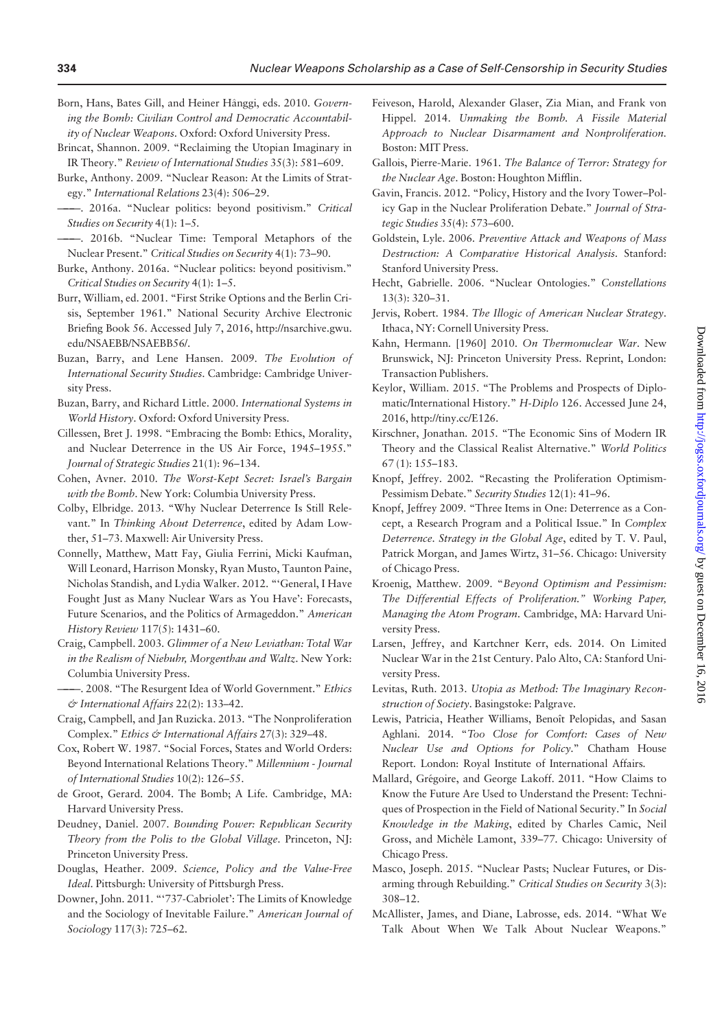Born, Hans, Bates Gill, and Heiner Hânggi, eds. 2010. *Governing the Bomb: Civilian Control and Democratic Accountability of Nuclear Weapons*. Oxford: Oxford University Press.

Brincat, Shannon. 2009. "Reclaiming the Utopian Imaginary in IR Theory." *Review of International Studies* 35(3): 581–609.

Burke, Anthony. 2009. "Nuclear Reason: At the Limits of Strategy." *International Relations* 23(4): 506–29.

———. 2016a. "Nuclear politics: beyond positivism." *Critical Studies on Security* 4(1): 1–5.

———. 2016b. "Nuclear Time: Temporal Metaphors of the Nuclear Present." *Critical Studies on Security* 4(1): 73–90.

Burke, Anthony. 2016a. "Nuclear politics: beyond positivism." *Critical Studies on Security* 4(1): 1–5.

Burr, William, ed. 2001. "First Strike Options and the Berlin Crisis, September 1961." National Security Archive Electronic Briefing Book 56. Accessed July 7, 2016, http://nsarchive.gwu.edu/NSAEBB/NSAEBB56/.

Buzan, Barry, and Lene Hansen. 2009. *The Evolution of International Security Studies*. Cambridge: Cambridge University Press.

Buzan, Barry, and Richard Little. 2000. *International Systems in World History*. Oxford: Oxford University Press.

Cillessen, Bret J. 1998. "Embracing the Bomb: Ethics, Morality, and Nuclear Deterrence in the US Air Force, 1945–1955." *Journal of Strategic Studies* 21(1): 96–134.

Cohen, Avner. 2010. *The Worst-Kept Secret: Israel's Bargain with the Bomb*. New York: Columbia University Press.

Colby, Elbridge. 2013. "Why Nuclear Deterrence Is Still Relevant." In *Thinking About Deterrence*, edited by Adam Lowther, 51–73. Maxwell: Air University Press.

Connelly, Matthew, Matt Fay, Giulia Ferrini, Micki Kaufman, Will Leonard, Harrison Monsky, Ryan Musto, Taunton Paine, Nicholas Standish, and Lydia Walker. 2012. "'General, I Have Fought Just as Many Nuclear Wars as You Have': Forecasts, Future Scenarios, and the Politics of Armageddon." *American History Review* 117(5): 1431–60.

Craig, Campbell. 2003. *Glimmer of a New Leviathan: Total War in the Realism of Niebuhr, Morgenthau and Waltz*. New York: Columbia University Press.

———. 2008. "The Resurgent Idea of World Government." *Ethics & International Affairs* 22(2): 133–42.

Craig, Campbell, and Jan Ruzicka. 2013. "The Nonproliferation Complex." *Ethics & International Affairs* 27(3): 329–48.

Cox, Robert W. 1987. "Social Forces, States and World Orders: Beyond International Relations Theory." *Millennium - Journal of International Studies* 10(2): 126–55.

de Groot, Gerard. 2004. The Bomb; A Life. Cambridge, MA: Harvard University Press.

Deudney, Daniel. 2007. *Bounding Power: Republican Security Theory from the Polis to the Global Village*. Princeton, NJ: Princeton University Press.

Douglas, Heather. 2009. *Science, Policy and the Value-Free Ideal*. Pittsburgh: University of Pittsburgh Press.

Downer, John. 2011. "'737-Cabriolet': The Limits of Knowledge and the Sociology of Inevitable Failure." *American Journal of Sociology* 117(3): 725–62.

Feiveson, Harold, Alexander Glaser, Zia Mian, and Frank von Hippel. 2014. *Unmaking the Bomb. A Fissile Material Approach to Nuclear Disarmament and Nonproliferation*. Boston: MIT Press.

Gallois, Pierre-Marie. 1961. *The Balance of Terror: Strategy for the Nuclear Age*. Boston: Houghton Mifflin.

Gavin, Francis. 2012. "Policy, History and the Ivory Tower–Policy Gap in the Nuclear Proliferation Debate." *Journal of Strategic Studies* 35(4): 573–600.

Goldstein, Lyle. 2006. *Preventive Attack and Weapons of Mass Destruction: A Comparative Historical Analysis*. Stanford: Stanford University Press.

Hecht, Gabrielle. 2006. "Nuclear Ontologies." *Constellations* 13(3): 320–31.

Jervis, Robert. 1984. *The Illogic of American Nuclear Strategy*. Ithaca, NY: Cornell University Press.

Kahn, Hermann. [1960] 2010. *On Thermonuclear War*. New Brunswick, NJ: Princeton University Press. Reprint, London: Transaction Publishers.

Keylor, William. 2015. "The Problems and Prospects of Diplomatic/International History." *H-Diplo* 126. Accessed June 24, 2016, http://tiny.cc/E126.

Kirschner, Jonathan. 2015. "The Economic Sins of Modern IR Theory and the Classical Realist Alternative." *World Politics* 67 (1): 155–183.

Knopf, Jeffrey. 2002. "Recasting the Proliferation Optimism-Pessimism Debate." *Security Studies* 12(1): 41–96.

Knopf, Jeffrey 2009. "Three Items in One: Deterrence as a Concept, a Research Program and a Political Issue." In *Complex Deterrence. Strategy in the Global Age*, edited by T. V. Paul, Patrick Morgan, and James Wirtz, 31–56. Chicago: University of Chicago Press.

Kroenig, Matthew. 2009. "*Beyond Optimism and Pessimism: The Differential Effects of Proliferation." Working Paper, Managing the Atom Program*. Cambridge, MA: Harvard University Press.

Larsen, Jeffrey, and Kartchner Kerr, eds. 2014. On Limited Nuclear War in the 21st Century. Palo Alto, CA: Stanford University Press.

Levitas, Ruth. 2013. *Utopia as Method: The Imaginary Reconstruction of Society*. Basingstoke: Palgrave.

Lewis, Patricia, Heather Williams, Benoît Pelopidas, and Sasan Aghlani. 2014. "*Too Close for Comfort: Cases of New Nuclear Use and Options for Policy*." Chatham House Report. London: Royal Institute of International Affairs.

Mallard, Grégoire, and George Lakoff. 2011. "How Claims to Know the Future Are Used to Understand the Present: Techniques of Prospection in the Field of National Security." In *Social Knowledge in the Making*, edited by Charles Camic, Neil Gross, and Michèle Lamont, 339–77. Chicago: University of Chicago Press.

Masco, Joseph. 2015. "Nuclear Pasts; Nuclear Futures, or Disarming through Rebuilding." *Critical Studies on Security* 3(3): 308–12.

McAllister, James, and Diane, Labrosse, eds. 2014. "What We Talk About When We Talk About Nuclear Weapons."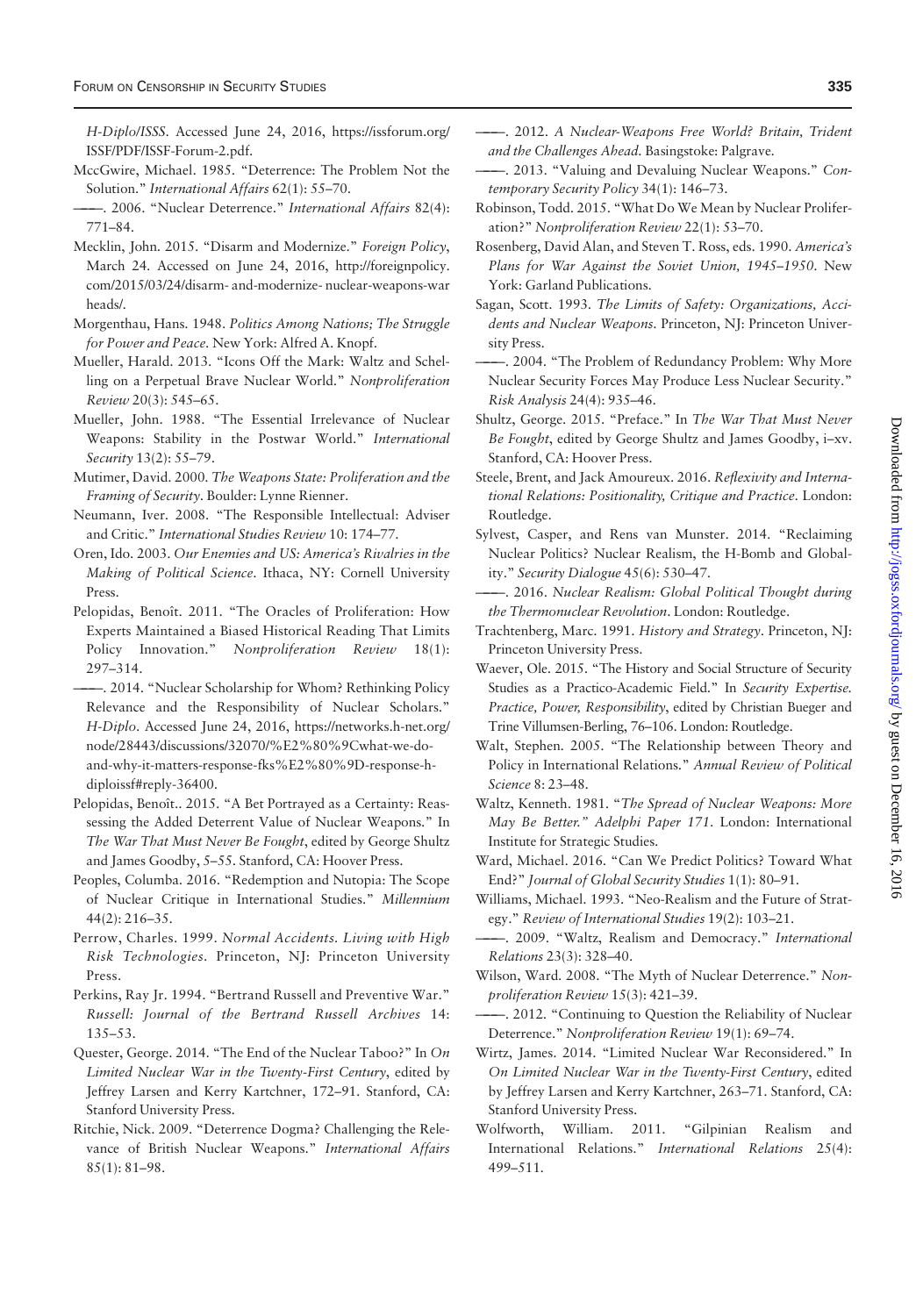H-Diplo/ISSS. Accessed June 24, 2016, https://issforum.org/ISSF/PDF/ISSF-Forum-2.pdf.

MccGwire, Michael. 1985. "Deterrence: The Problem Not the Solution." *International Affairs* 62(1): 55–70.

———. 2006. "Nuclear Deterrence." *International Affairs* 82(4): 771–84.

Mecklin, John. 2015. "Disarm and Modernize." *Foreign Policy*, March 24. Accessed on June 24, 2016, http://foreignpolicy.com/2015/03/24/disarm- and-modernize- nuclear-weapons-warheads/.

Morgenthau, Hans. 1948. *Politics Among Nations; The Struggle for Power and Peace*. New York: Alfred A. Knopf.

Mueller, Harald. 2013. "Icons Off the Mark: Waltz and Schelling on a Perpetual Brave Nuclear World." *Nonproliferation Review* 20(3): 545–65.

Mueller, John. 1988. "The Essential Irrelevance of Nuclear Weapons: Stability in the Postwar World." *International Security* 13(2): 55–79.

Mutimer, David. 2000. *The Weapons State: Proliferation and the Framing of Security*. Boulder: Lynne Rienner.

Neumann, Iver. 2008. "The Responsible Intellectual: Adviser and Critic." *International Studies Review* 10: 174–77.

Oren, Ido. 2003. *Our Enemies and US: America's Rivalries in the Making of Political Science*. Ithaca, NY: Cornell University Press.

Pelopidas, Benoît. 2011. "The Oracles of Proliferation: How Experts Maintained a Biased Historical Reading That Limits Policy Innovation." *Nonproliferation Review* 18(1): 297–314.

———. 2014. "Nuclear Scholarship for Whom? Rethinking Policy Relevance and the Responsibility of Nuclear Scholars." *H-Diplo*. Accessed June 24, 2016, https://networks.h-net.org/node/28443/discussions/32070/%E2%80%9Cwhat-we-do-and-why-it-matters-response-fks%E2%80%9D-response-h-diploissf#reply-36400.

Pelopidas, Benoît.. 2015. "A Bet Portrayed as a Certainty: Reassessing the Added Deterrent Value of Nuclear Weapons." In *The War That Must Never Be Fought*, edited by George Shultz and James Goodby, 5–55. Stanford, CA: Hoover Press.

Peoples, Columba. 2016. "Redemption and Nutopia: The Scope of Nuclear Critique in International Studies." *Millennium* 44(2): 216–35.

Perrow, Charles. 1999. *Normal Accidents. Living with High Risk Technologies*. Princeton, NJ: Princeton University Press.

Perkins, Ray Jr. 1994. "Bertrand Russell and Preventive War." *Russell: Journal of the Bertrand Russell Archives* 14: 135–53.

Quester, George. 2014. "The End of the Nuclear Taboo?" In *On Limited Nuclear War in the Twenty-First Century*, edited by Jeffrey Larsen and Kerry Kartchner, 172–91. Stanford, CA: Stanford University Press.

Ritchie, Nick. 2009. "Deterrence Dogma? Challenging the Relevance of British Nuclear Weapons." *International Affairs* 85(1): 81–98.

———. 2012. *A Nuclear-Weapons Free World? Britain, Trident and the Challenges Ahead*. Basingstoke: Palgrave.

———. 2013. "Valuing and Devaluing Nuclear Weapons." *Contemporary Security Policy* 34(1): 146–73.

Robinson, Todd. 2015. "What Do We Mean by Nuclear Proliferation?" *Nonproliferation Review* 22(1): 53–70.

Rosenberg, David Alan, and Steven T. Ross, eds. 1990. *America's Plans for War Against the Soviet Union, 1945–1950*. New York: Garland Publications.

Sagan, Scott. 1993. *The Limits of Safety: Organizations, Accidents and Nuclear Weapons*. Princeton, NJ: Princeton University Press.

———. 2004. "The Problem of Redundancy Problem: Why More Nuclear Security Forces May Produce Less Nuclear Security." *Risk Analysis* 24(4): 935–46.

Shultz, George. 2015. "Preface." In *The War That Must Never Be Fought*, edited by George Shultz and James Goodby, i–xv. Stanford, CA: Hoover Press.

Steele, Brent, and Jack Amoureux. 2016. *Reflexivity and International Relations: Positionality, Critique and Practice*. London: Routledge.

Sylvest, Casper, and Rens van Munster. 2014. "Reclaiming Nuclear Politics? Nuclear Realism, the H-Bomb and Globality." *Security Dialogue* 45(6): 530–47.

———. 2016. *Nuclear Realism: Global Political Thought during the Thermonuclear Revolution*. London: Routledge.

Trachtenberg, Marc. 1991. *History and Strategy*. Princeton, NJ: Princeton University Press.

Waever, Ole. 2015. "The History and Social Structure of Security Studies as a Practico-Academic Field." In *Security Expertise. Practice, Power, Responsibility*, edited by Christian Bueger and Trine Villumsen-Berling, 76–106. London: Routledge.

Walt, Stephen. 2005. "The Relationship between Theory and Policy in International Relations." *Annual Review of Political Science* 8: 23–48.

Waltz, Kenneth. 1981. "*The Spread of Nuclear Weapons: More May Be Better.*" *Adelphi Paper 171*. London: International Institute for Strategic Studies.

Ward, Michael. 2016. "Can We Predict Politics? Toward What End?" *Journal of Global Security Studies* 1(1): 80–91.

Williams, Michael. 1993. "Neo-Realism and the Future of Strategy." *Review of International Studies* 19(2): 103–21.

———. 2009. "Waltz, Realism and Democracy." *International Relations* 23(3): 328–40.

Wilson, Ward. 2008. "The Myth of Nuclear Deterrence." *Nonproliferation Review* 15(3): 421–39.

———. 2012. "Continuing to Question the Reliability of Nuclear Deterrence." *Nonproliferation Review* 19(1): 69–74.

Wirtz, James. 2014. "Limited Nuclear War Reconsidered." In *On Limited Nuclear War in the Twenty-First Century*, edited by Jeffrey Larsen and Kerry Kartchner, 263–71. Stanford, CA: Stanford University Press.

Wolfworth, William. 2011. "Gilpinian Realism and International Relations." *International Relations* 25(4): 499–511.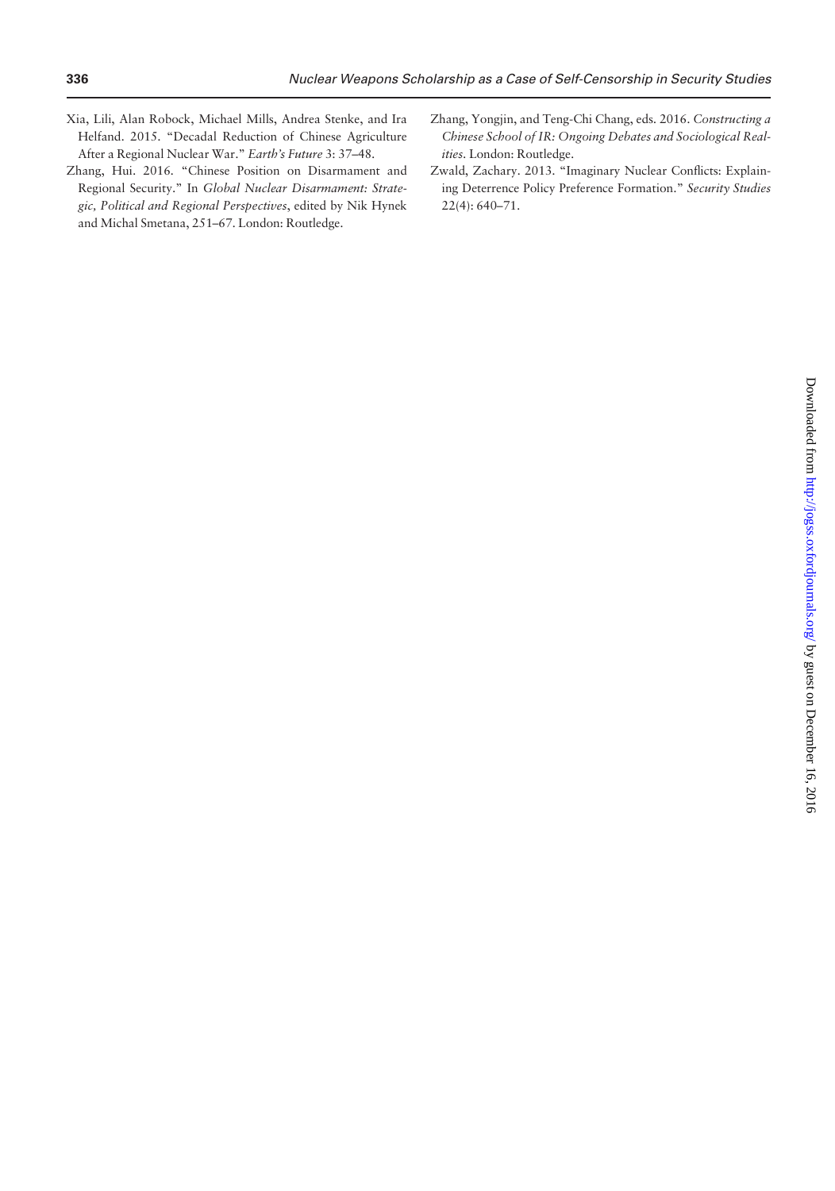Xia, Lili, Alan Robock, Michael Mills, Andrea Stenke, and Ira Helfand. 2015. "Decadal Reduction of Chinese Agriculture After a Regional Nuclear War." *Earth's Future* 3: 37–48.

Zhang, Hui. 2016. "Chinese Position on Disarmament and Regional Security." In *Global Nuclear Disarmament: Strategic, Political and Regional Perspectives*, edited by Nik Hynek and Michal Smetana, 251–67. London: Routledge.

Zhang, Yongjin, and Teng-Chi Chang, eds. 2016. *Constructing a Chinese School of IR: Ongoing Debates and Sociological Realities*. London: Routledge.

Zwald, Zachary. 2013. "Imaginary Nuclear Conflicts: Explaining Deterrence Policy Preference Formation." *Security Studies* 22(4): 640–71.